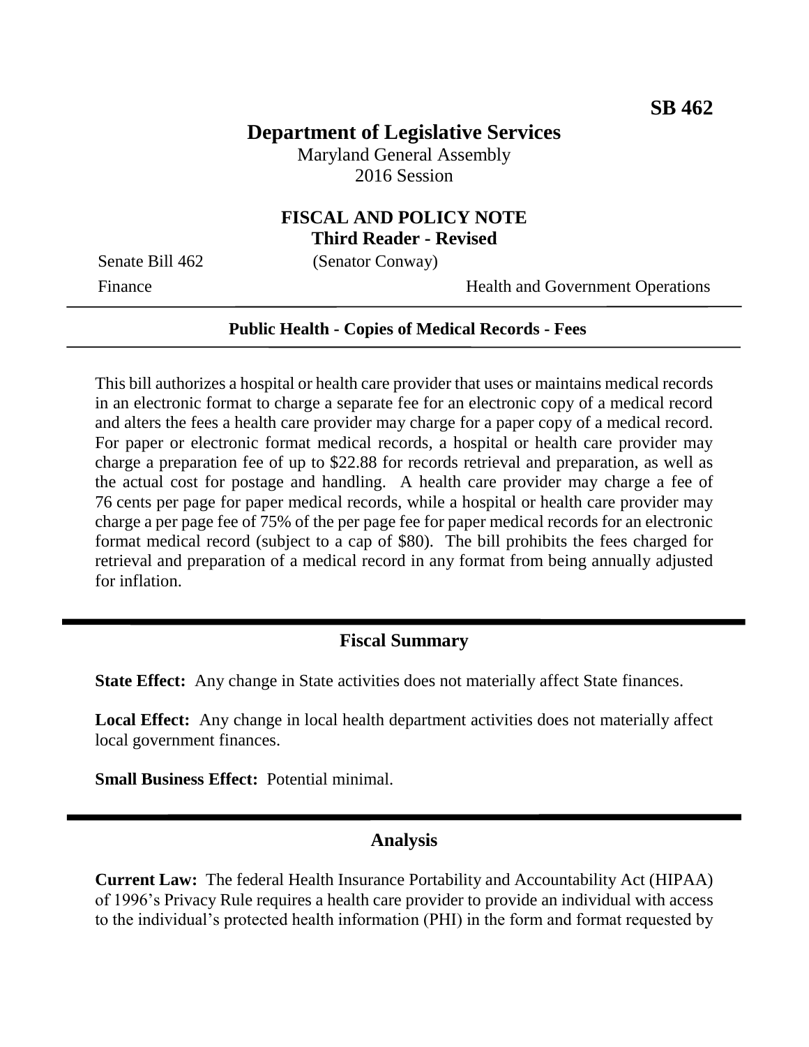**SB 462**

# Department of Legislative Services

Maryland General Assembly
2016 Session

## FISCAL AND POLICY NOTE
**Third Reader - Revised**

Senate Bill 462 (Senator Conway)
Finance Health and Government Operations

---

**Public Health - Copies of Medical Records - Fees**

---

This bill authorizes a hospital or health care provider that uses or maintains medical records in an electronic format to charge a separate fee for an electronic copy of a medical record and alters the fees a health care provider may charge for a paper copy of a medical record. For paper or electronic format medical records, a hospital or health care provider may charge a preparation fee of up to $22.88 for records retrieval and preparation, as well as the actual cost for postage and handling. A health care provider may charge a fee of 76 cents per page for paper medical records, while a hospital or health care provider may charge a per page fee of 75% of the per page fee for paper medical records for an electronic format medical record (subject to a cap of $80). The bill prohibits the fees charged for retrieval and preparation of a medical record in any format from being annually adjusted for inflation.

## Fiscal Summary

**State Effect:** Any change in State activities does not materially affect State finances.

**Local Effect:** Any change in local health department activities does not materially affect local government finances.

**Small Business Effect:** Potential minimal.

## Analysis

**Current Law:** The federal Health Insurance Portability and Accountability Act (HIPAA) of 1996's Privacy Rule requires a health care provider to provide an individual with access to the individual's protected health information (PHI) in the form and format requested by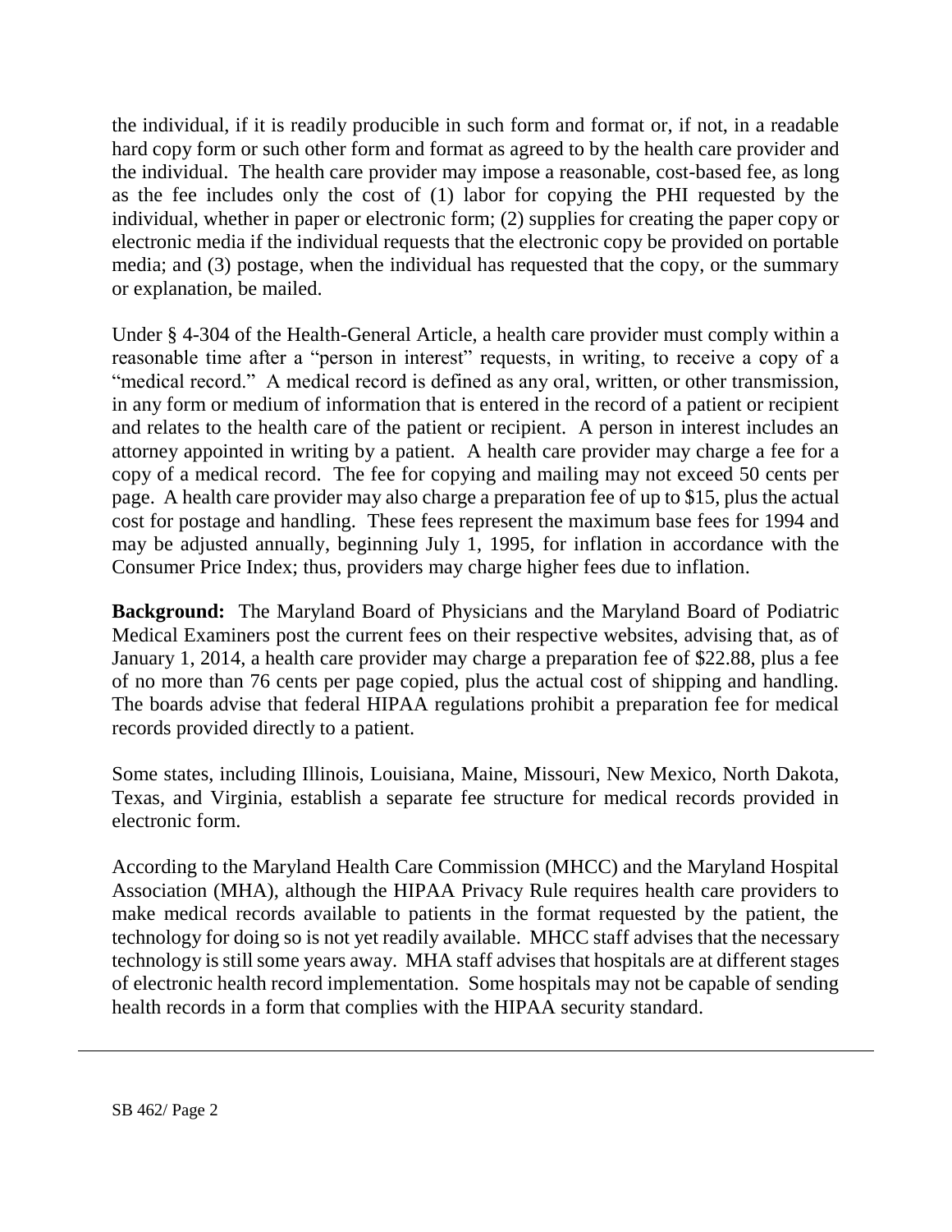the individual, if it is readily producible in such form and format or, if not, in a readable hard copy form or such other form and format as agreed to by the health care provider and the individual. The health care provider may impose a reasonable, cost-based fee, as long as the fee includes only the cost of (1) labor for copying the PHI requested by the individual, whether in paper or electronic form; (2) supplies for creating the paper copy or electronic media if the individual requests that the electronic copy be provided on portable media; and (3) postage, when the individual has requested that the copy, or the summary or explanation, be mailed.

Under § 4-304 of the Health-General Article, a health care provider must comply within a reasonable time after a "person in interest" requests, in writing, to receive a copy of a "medical record." A medical record is defined as any oral, written, or other transmission, in any form or medium of information that is entered in the record of a patient or recipient and relates to the health care of the patient or recipient. A person in interest includes an attorney appointed in writing by a patient. A health care provider may charge a fee for a copy of a medical record. The fee for copying and mailing may not exceed 50 cents per page. A health care provider may also charge a preparation fee of up to $15, plus the actual cost for postage and handling. These fees represent the maximum base fees for 1994 and may be adjusted annually, beginning July 1, 1995, for inflation in accordance with the Consumer Price Index; thus, providers may charge higher fees due to inflation.

**Background:** The Maryland Board of Physicians and the Maryland Board of Podiatric Medical Examiners post the current fees on their respective websites, advising that, as of January 1, 2014, a health care provider may charge a preparation fee of $22.88, plus a fee of no more than 76 cents per page copied, plus the actual cost of shipping and handling. The boards advise that federal HIPAA regulations prohibit a preparation fee for medical records provided directly to a patient.

Some states, including Illinois, Louisiana, Maine, Missouri, New Mexico, North Dakota, Texas, and Virginia, establish a separate fee structure for medical records provided in electronic form.

According to the Maryland Health Care Commission (MHCC) and the Maryland Hospital Association (MHA), although the HIPAA Privacy Rule requires health care providers to make medical records available to patients in the format requested by the patient, the technology for doing so is not yet readily available. MHCC staff advises that the necessary technology is still some years away. MHA staff advises that hospitals are at different stages of electronic health record implementation. Some hospitals may not be capable of sending health records in a form that complies with the HIPAA security standard.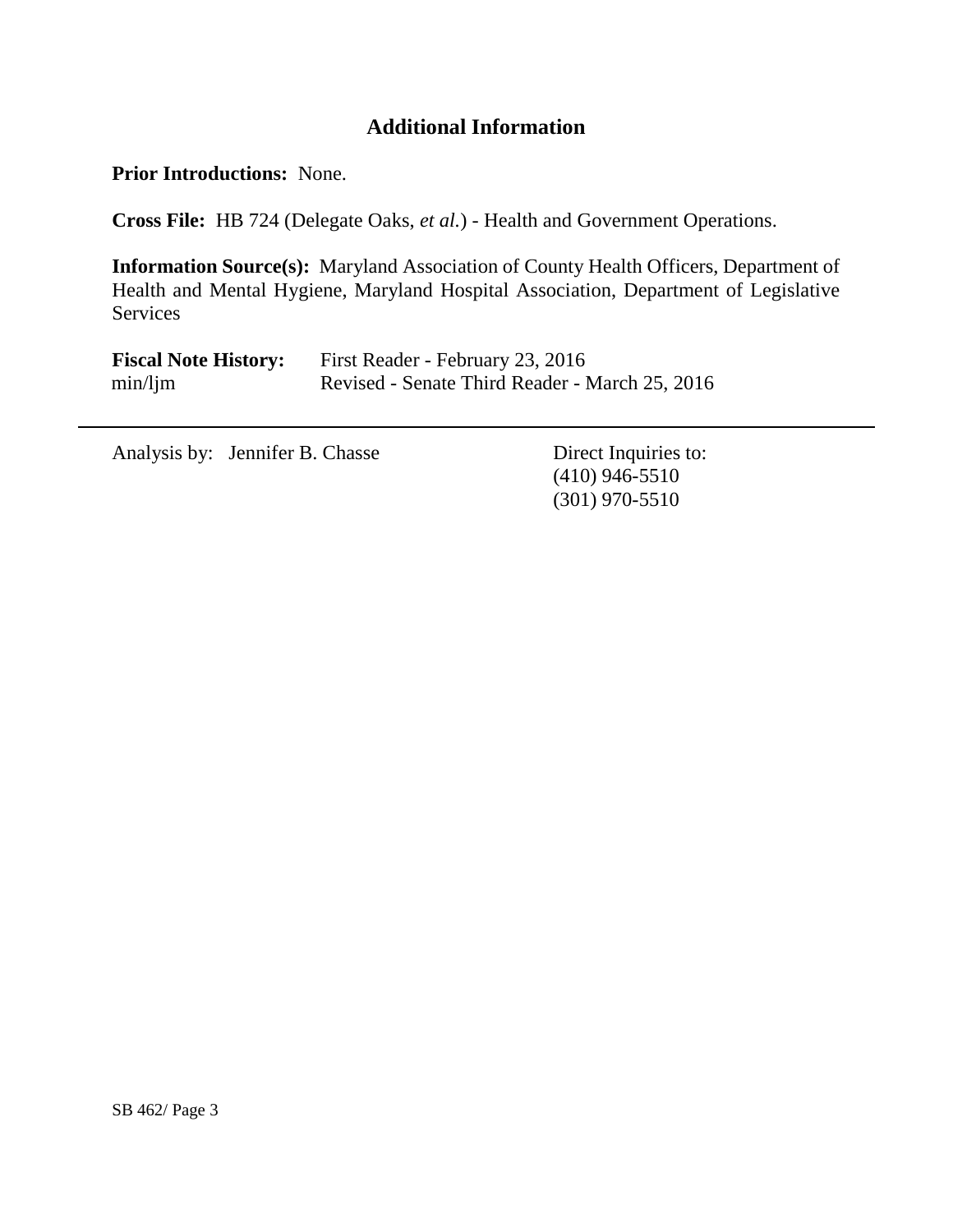## Additional Information

**Prior Introductions:** None.

**Cross File:** HB 724 (Delegate Oaks, *et al.*) - Health and Government Operations.

**Information Source(s):** Maryland Association of County Health Officers, Department of Health and Mental Hygiene, Maryland Hospital Association, Department of Legislative Services

| | |
|---|---|
| **Fiscal Note History:** | First Reader - February 23, 2016 |
| min/ljm | Revised - Senate Third Reader - March 25, 2016 |

---

| | |
|---|---|
| Analysis by: Jennifer B. Chasse | Direct Inquiries to:<br>(410) 946-5510<br>(301) 970-5510 |